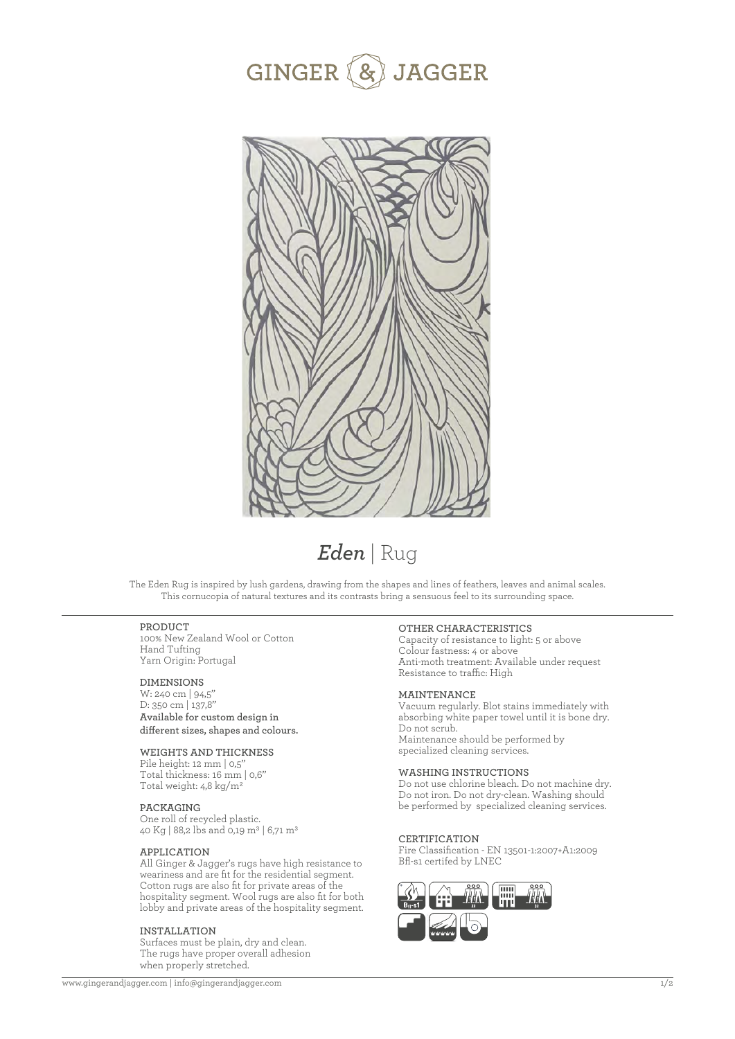# GINGER & JAGGER

## *Eden* | Rug

The Eden Rug is inspired by lush gardens, drawing from the shapes and lines of feathers, leaves and animal scales. This cornucopia of natural textures and its contrasts bring a sensuous feel to its surrounding space.

### PRODUCT

100% New Zealand Wool or Cotton
Hand Tufting
Yarn Origin: Portugal

### DIMENSIONS

W: 240 cm | 94,5"
D: 350 cm | 137,8"
**Available for custom design in different sizes, shapes and colours.**

### WEIGHTS AND THICKNESS

Pile height: 12 mm | 0,5"
Total thickness: 16 mm | 0,6"
Total weight: 4,8 kg/m²

### PACKAGING

One roll of recycled plastic.
40 Kg | 88,2 lbs and 0,19 m³ | 6,71 m³

### APPLICATION

All Ginger & Jagger's rugs have high resistance to weariness and are fit for the residential segment. Cotton rugs are also fit for private areas of the hospitality segment. Wool rugs are also fit for both lobby and private areas of the hospitality segment.

### INSTALLATION

Surfaces must be plain, dry and clean. The rugs have proper overall adhesion when properly stretched.

### OTHER CHARACTERISTICS

Capacity of resistance to light: 5 or above
Colour fastness: 4 or above
Anti-moth treatment: Available under request
Resistance to traffic: High

### MAINTENANCE

Vacuum regularly. Blot stains immediately with absorbing white paper towel until it is bone dry. Do not scrub.
Maintenance should be performed by specialized cleaning services.

### WASHING INSTRUCTIONS

Do not use chlorine bleach. Do not machine dry. Do not iron. Do not dry-clean. Washing should be performed by specialized cleaning services.

### CERTIFICATION

Fire Classification - EN 13501-1:2007+A1:2009
Bfl-s1 certifed by LNEC

www.gingerandjagger.com | info@gingerandjagger.com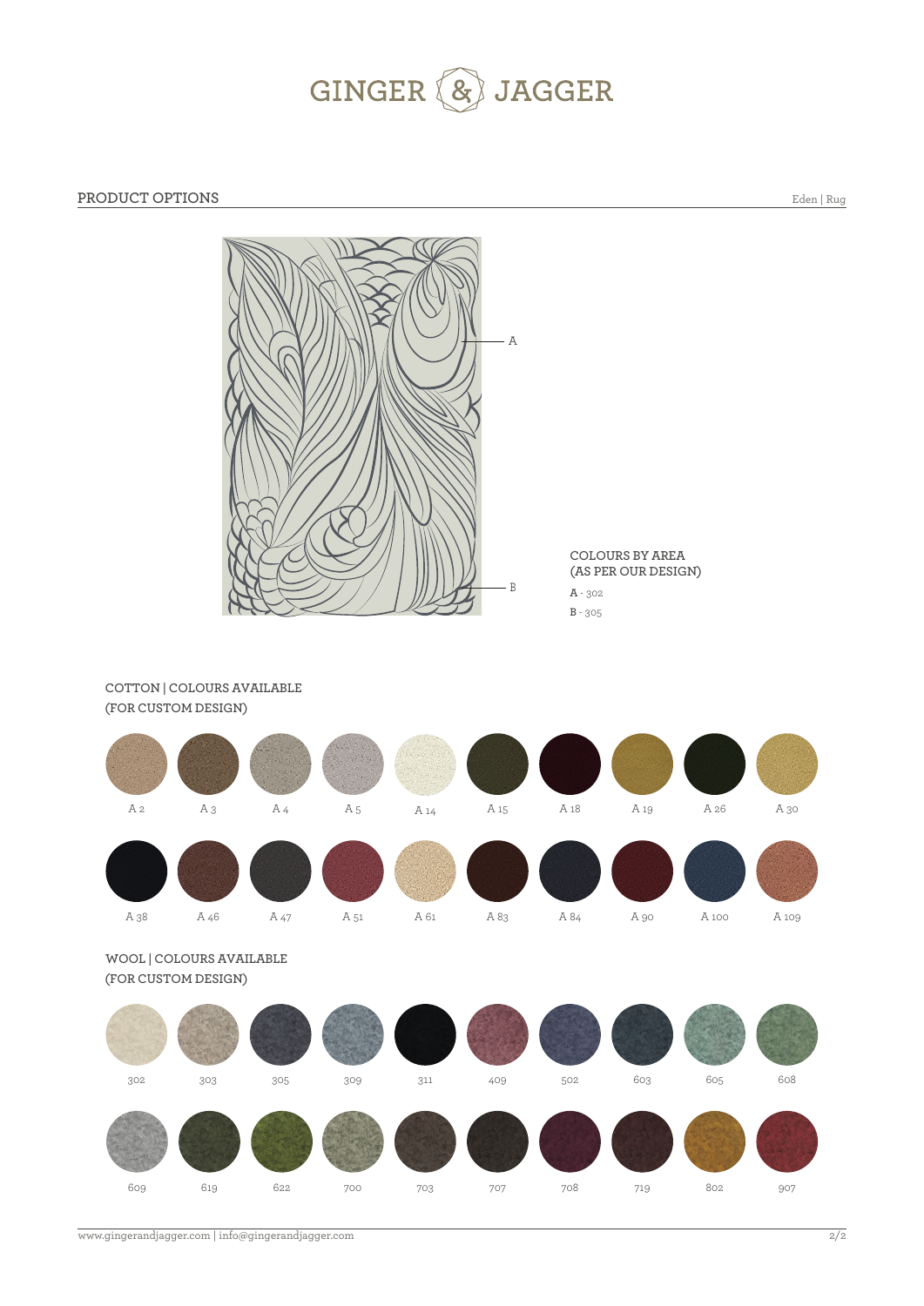# GINGER & JAGGER

## PRODUCT OPTIONS

Eden | Rug

A

B

COLOURS BY AREA
(AS PER OUR DESIGN)

A - 302
B - 305

### COTTON | COLOURS AVAILABLE
(FOR CUSTOM DESIGN)

A 2
A 3
A 4
A 5
A 14
A 15
A 18
A 19
A 26
A 30

A 38
A 46
A 47
A 51
A 61
A 83
A 84
A 90
A 100
A 109

### WOOL | COLOURS AVAILABLE
(FOR CUSTOM DESIGN)

302
303
305
309
311
409
502
603
605
608

609
619
622
700
703
707
708
719
802
907

www.gingerandjagger.com | info@gingerandjagger.com